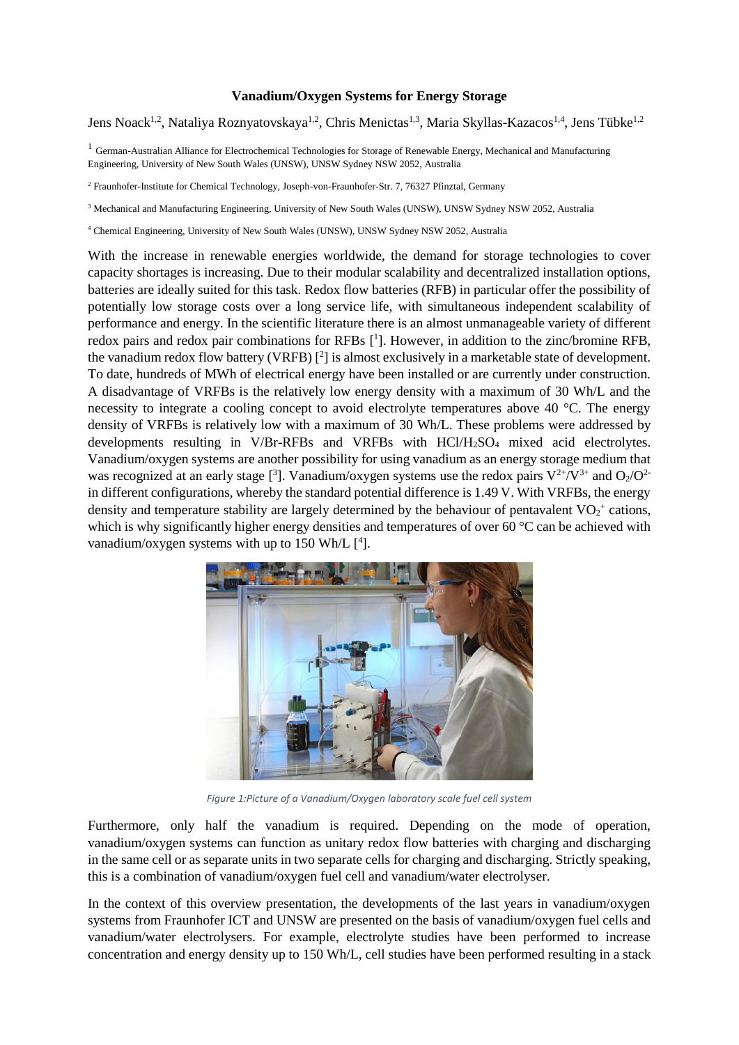**Vanadium/Oxygen Systems for Energy Storage**

Jens Noack[1,2], Nataliya Roznyatovskaya[1,2], Chris Menictas[1,3], Maria Skyllas-Kazacos[1,4], Jens Tübke[1,2]

[1] German-Australian Alliance for Electrochemical Technologies for Storage of Renewable Energy, Mechanical and Manufacturing Engineering, University of New South Wales (UNSW), UNSW Sydney NSW 2052, Australia

[2] Fraunhofer-Institute for Chemical Technology, Joseph-von-Fraunhofer-Str. 7, 76327 Pfinztal, Germany

[3] Mechanical and Manufacturing Engineering, University of New South Wales (UNSW), UNSW Sydney NSW 2052, Australia

[4] Chemical Engineering, University of New South Wales (UNSW), UNSW Sydney NSW 2052, Australia

With the increase in renewable energies worldwide, the demand for storage technologies to cover capacity shortages is increasing. Due to their modular scalability and decentralized installation options, batteries are ideally suited for this task. Redox flow batteries (RFB) in particular offer the possibility of potentially low storage costs over a long service life, with simultaneous independent scalability of performance and energy. In the scientific literature there is an almost unmanageable variety of different redox pairs and redox pair combinations for RFBs [1]. However, in addition to the zinc/bromine RFB, the vanadium redox flow battery (VRFB) [2] is almost exclusively in a marketable state of development. To date, hundreds of MWh of electrical energy have been installed or are currently under construction. A disadvantage of VRFBs is the relatively low energy density with a maximum of 30 Wh/L and the necessity to integrate a cooling concept to avoid electrolyte temperatures above 40 °C. The energy density of VRFBs is relatively low with a maximum of 30 Wh/L. These problems were addressed by developments resulting in V/Br-RFBs and VRFBs with $HCl/H_2SO_4$ mixed acid electrolytes. Vanadium/oxygen systems are another possibility for using vanadium as an energy storage medium that was recognized at an early stage [3]. Vanadium/oxygen systems use the redox pairs $V^{2+}/V^{3+}$ and $O_2/O^{2-}$ in different configurations, whereby the standard potential difference is 1.49 V. With VRFBs, the energy density and temperature stability are largely determined by the behaviour of pentavalent $VO_2^+$ cations, which is why significantly higher energy densities and temperatures of over 60 °C can be achieved with vanadium/oxygen systems with up to 150 Wh/L [4].

*Figure 1:Picture of a Vanadium/Oxygen laboratory scale fuel cell system*

Furthermore, only half the vanadium is required. Depending on the mode of operation, vanadium/oxygen systems can function as unitary redox flow batteries with charging and discharging in the same cell or as separate units in two separate cells for charging and discharging. Strictly speaking, this is a combination of vanadium/oxygen fuel cell and vanadium/water electrolyser.

In the context of this overview presentation, the developments of the last years in vanadium/oxygen systems from Fraunhofer ICT and UNSW are presented on the basis of vanadium/oxygen fuel cells and vanadium/water electrolysers. For example, electrolyte studies have been performed to increase concentration and energy density up to 150 Wh/L, cell studies have been performed resulting in a stack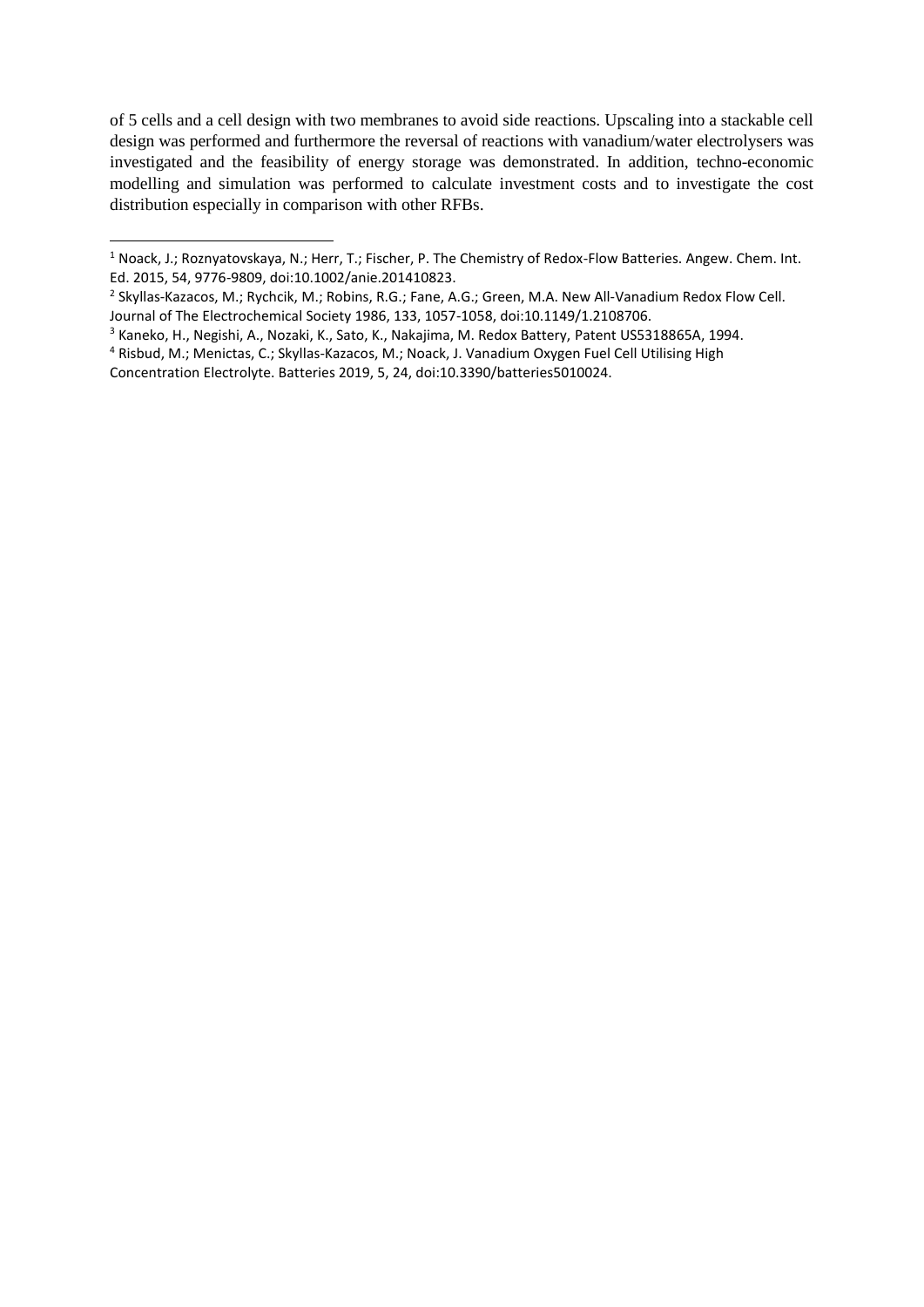of 5 cells and a cell design with two membranes to avoid side reactions. Upscaling into a stackable cell design was performed and furthermore the reversal of reactions with vanadium/water electrolysers was investigated and the feasibility of energy storage was demonstrated. In addition, techno-economic modelling and simulation was performed to calculate investment costs and to investigate the cost distribution especially in comparison with other RFBs.

---

[1] Noack, J.; Roznyatovskaya, N.; Herr, T.; Fischer, P. The Chemistry of Redox-Flow Batteries. Angew. Chem. Int. Ed. 2015, 54, 9776-9809, doi:10.1002/anie.201410823.

[2] Skyllas-Kazacos, M.; Rychcik, M.; Robins, R.G.; Fane, A.G.; Green, M.A. New All-Vanadium Redox Flow Cell. Journal of The Electrochemical Society 1986, 133, 1057-1058, doi:10.1149/1.2108706.

[3] Kaneko, H., Negishi, A., Nozaki, K., Sato, K., Nakajima, M. Redox Battery, Patent US5318865A, 1994.

[4] Risbud, M.; Menictas, C.; Skyllas-Kazacos, M.; Noack, J. Vanadium Oxygen Fuel Cell Utilising High Concentration Electrolyte. Batteries 2019, 5, 24, doi:10.3390/batteries5010024.